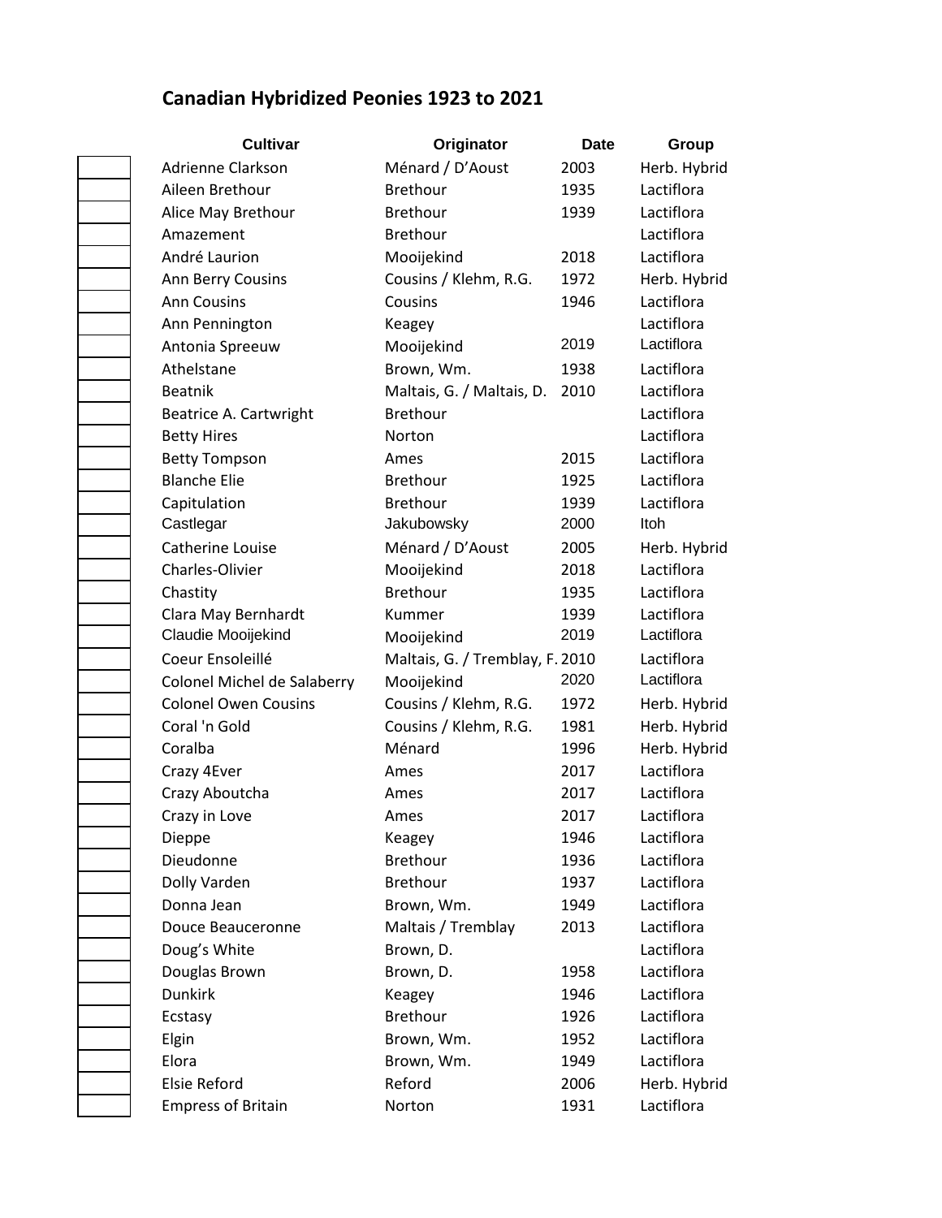# Canadian Hybridized Peonies 1923 to 2021

| | Cultivar | Originator | Date | Group |
|---|---|---|---|---|
| | Adrienne Clarkson | Ménard / D'Aoust | 2003 | Herb. Hybrid |
| | Aileen Brethour | Brethour | 1935 | Lactiflora |
| | Alice May Brethour | Brethour | 1939 | Lactiflora |
| | Amazement | Brethour | | Lactiflora |
| | André Laurion | Mooijekind | 2018 | Lactiflora |
| | Ann Berry Cousins | Cousins / Klehm, R.G. | 1972 | Herb. Hybrid |
| | Ann Cousins | Cousins | 1946 | Lactiflora |
| | Ann Pennington | Keagey | | Lactiflora |
| | Antonia Spreeuw | Mooijekind | 2019 | Lactiflora |
| | Athelstane | Brown, Wm. | 1938 | Lactiflora |
| | Beatnik | Maltais, G. / Maltais, D. | 2010 | Lactiflora |
| | Beatrice A. Cartwright | Brethour | | Lactiflora |
| | Betty Hires | Norton | | Lactiflora |
| | Betty Tompson | Ames | 2015 | Lactiflora |
| | Blanche Elie | Brethour | 1925 | Lactiflora |
| | Capitulation | Brethour | 1939 | Lactiflora |
| | Castlegar | Jakubowsky | 2000 | Itoh |
| | Catherine Louise | Ménard / D'Aoust | 2005 | Herb. Hybrid |
| | Charles-Olivier | Mooijekind | 2018 | Lactiflora |
| | Chastity | Brethour | 1935 | Lactiflora |
| | Clara May Bernhardt | Kummer | 1939 | Lactiflora |
| | Claudie Mooijekind | Mooijekind | 2019 | Lactiflora |
| | Coeur Ensoleillé | Maltais, G. / Tremblay, F. | 2010 | Lactiflora |
| | Colonel Michel de Salaberry | Mooijekind | 2020 | Lactiflora |
| | Colonel Owen Cousins | Cousins / Klehm, R.G. | 1972 | Herb. Hybrid |
| | Coral 'n Gold | Cousins / Klehm, R.G. | 1981 | Herb. Hybrid |
| | Coralba | Ménard | 1996 | Herb. Hybrid |
| | Crazy 4Ever | Ames | 2017 | Lactiflora |
| | Crazy Aboutcha | Ames | 2017 | Lactiflora |
| | Crazy in Love | Ames | 2017 | Lactiflora |
| | Dieppe | Keagey | 1946 | Lactiflora |
| | Dieudonne | Brethour | 1936 | Lactiflora |
| | Dolly Varden | Brethour | 1937 | Lactiflora |
| | Donna Jean | Brown, Wm. | 1949 | Lactiflora |
| | Douce Beauceronne | Maltais / Tremblay | 2013 | Lactiflora |
| | Doug's White | Brown, D. | | Lactiflora |
| | Douglas Brown | Brown, D. | 1958 | Lactiflora |
| | Dunkirk | Keagey | 1946 | Lactiflora |
| | Ecstasy | Brethour | 1926 | Lactiflora |
| | Elgin | Brown, Wm. | 1952 | Lactiflora |
| | Elora | Brown, Wm. | 1949 | Lactiflora |
| | Elsie Reford | Reford | 2006 | Herb. Hybrid |
| | Empress of Britain | Norton | 1931 | Lactiflora |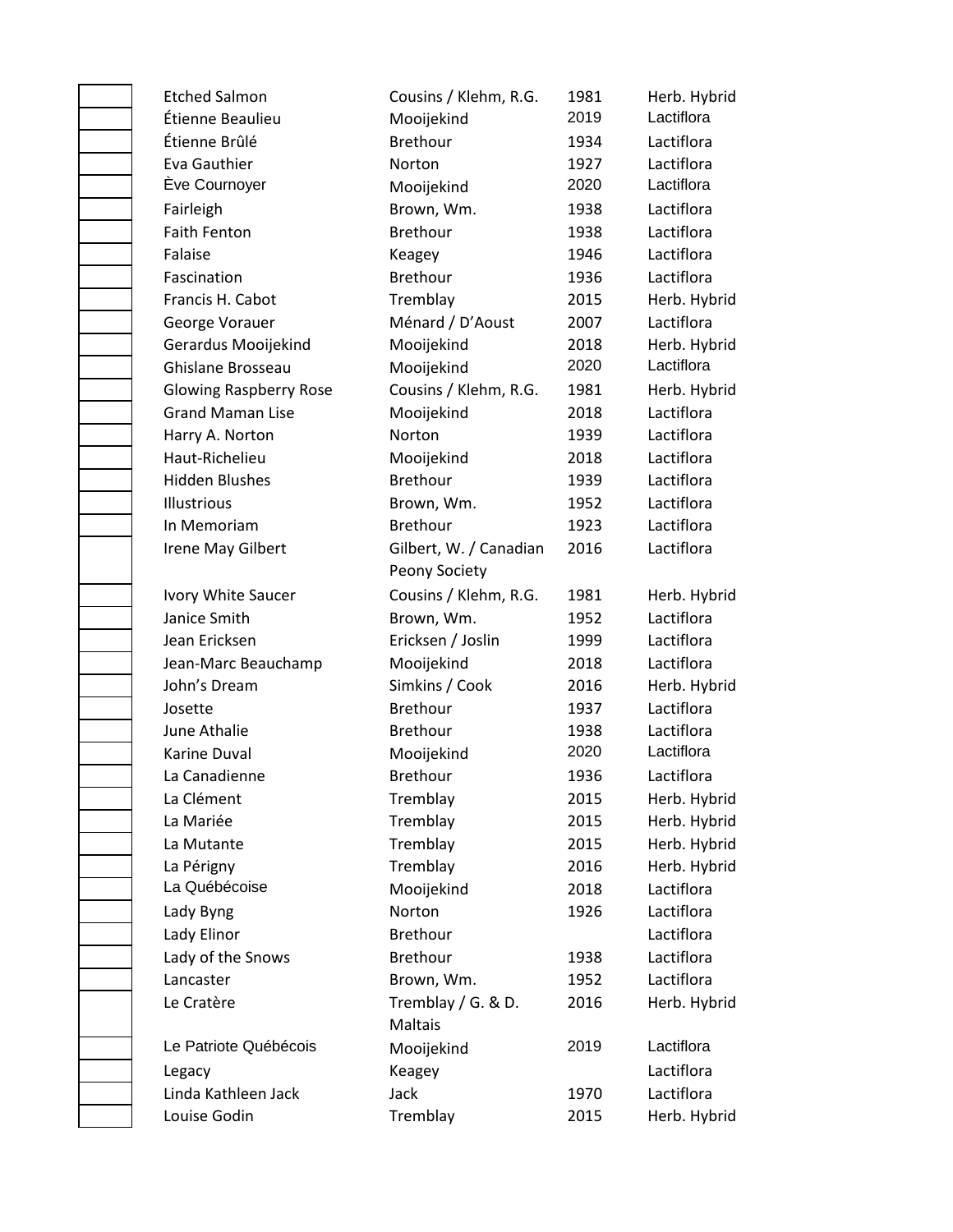| | Name | Originator | Year | Type |
|---|---|---|---|---|
| | Etched Salmon | Cousins / Klehm, R.G. | 1981 | Herb. Hybrid |
| | Étienne Beaulieu | Mooijekind | 2019 | Lactiflora |
| | Étienne Brûlé | Brethour | 1934 | Lactiflora |
| | Eva Gauthier | Norton | 1927 | Lactiflora |
| | Ève Cournoyer | Mooijekind | 2020 | Lactiflora |
| | Fairleigh | Brown, Wm. | 1938 | Lactiflora |
| | Faith Fenton | Brethour | 1938 | Lactiflora |
| | Falaise | Keagey | 1946 | Lactiflora |
| | Fascination | Brethour | 1936 | Lactiflora |
| | Francis H. Cabot | Tremblay | 2015 | Herb. Hybrid |
| | George Vorauer | Ménard / D'Aoust | 2007 | Lactiflora |
| | Gerardus Mooijekind | Mooijekind | 2018 | Herb. Hybrid |
| | Ghislane Brosseau | Mooijekind | 2020 | Lactiflora |
| | Glowing Raspberry Rose | Cousins / Klehm, R.G. | 1981 | Herb. Hybrid |
| | Grand Maman Lise | Mooijekind | 2018 | Lactiflora |
| | Harry A. Norton | Norton | 1939 | Lactiflora |
| | Haut-Richelieu | Mooijekind | 2018 | Lactiflora |
| | Hidden Blushes | Brethour | 1939 | Lactiflora |
| | Illustrious | Brown, Wm. | 1952 | Lactiflora |
| | In Memoriam | Brethour | 1923 | Lactiflora |
| | Irene May Gilbert | Gilbert, W. / Canadian Peony Society | 2016 | Lactiflora |
| | Ivory White Saucer | Cousins / Klehm, R.G. | 1981 | Herb. Hybrid |
| | Janice Smith | Brown, Wm. | 1952 | Lactiflora |
| | Jean Ericksen | Ericksen / Joslin | 1999 | Lactiflora |
| | Jean-Marc Beauchamp | Mooijekind | 2018 | Lactiflora |
| | John's Dream | Simkins / Cook | 2016 | Herb. Hybrid |
| | Josette | Brethour | 1937 | Lactiflora |
| | June Athalie | Brethour | 1938 | Lactiflora |
| | Karine Duval | Mooijekind | 2020 | Lactiflora |
| | La Canadienne | Brethour | 1936 | Lactiflora |
| | La Clément | Tremblay | 2015 | Herb. Hybrid |
| | La Mariée | Tremblay | 2015 | Herb. Hybrid |
| | La Mutante | Tremblay | 2015 | Herb. Hybrid |
| | La Périgny | Tremblay | 2016 | Herb. Hybrid |
| | La Québécoise | Mooijekind | 2018 | Lactiflora |
| | Lady Byng | Norton | 1926 | Lactiflora |
| | Lady Elinor | Brethour | | Lactiflora |
| | Lady of the Snows | Brethour | 1938 | Lactiflora |
| | Lancaster | Brown, Wm. | 1952 | Lactiflora |
| | Le Cratère | Tremblay / G. & D. Maltais | 2016 | Herb. Hybrid |
| | Le Patriote Québécois | Mooijekind | 2019 | Lactiflora |
| | Legacy | Keagey | | Lactiflora |
| | Linda Kathleen Jack | Jack | 1970 | Lactiflora |
| | Louise Godin | Tremblay | 2015 | Herb. Hybrid |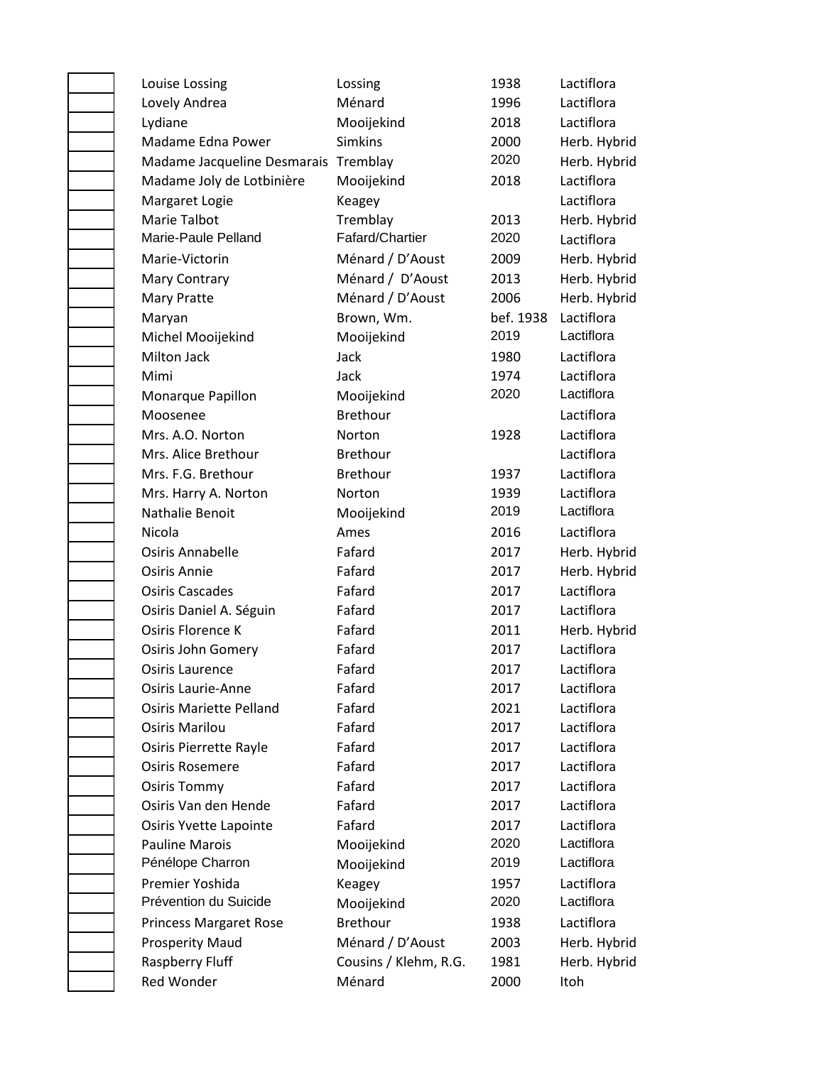| | Name | Hybridizer | Year | Type |
|---|---|---|---|---|
| | Louise Lossing | Lossing | 1938 | Lactiflora |
| | Lovely Andrea | Ménard | 1996 | Lactiflora |
| | Lydiane | Mooijekind | 2018 | Lactiflora |
| | Madame Edna Power | Simkins | 2000 | Herb. Hybrid |
| | Madame Jacqueline Desmarais | Tremblay | 2020 | Herb. Hybrid |
| | Madame Joly de Lotbinière | Mooijekind | 2018 | Lactiflora |
| | Margaret Logie | Keagey | | Lactiflora |
| | Marie Talbot | Tremblay | 2013 | Herb. Hybrid |
| | Marie-Paule Pelland | Fafard/Chartier | 2020 | Lactiflora |
| | Marie-Victorin | Ménard / D'Aoust | 2009 | Herb. Hybrid |
| | Mary Contrary | Ménard / D'Aoust | 2013 | Herb. Hybrid |
| | Mary Pratte | Ménard / D'Aoust | 2006 | Herb. Hybrid |
| | Maryan | Brown, Wm. | bef. 1938 | Lactiflora |
| | Michel Mooijekind | Mooijekind | 2019 | Lactiflora |
| | Milton Jack | Jack | 1980 | Lactiflora |
| | Mimi | Jack | 1974 | Lactiflora |
| | Monarque Papillon | Mooijekind | 2020 | Lactiflora |
| | Moosenee | Brethour | | Lactiflora |
| | Mrs. A.O. Norton | Norton | 1928 | Lactiflora |
| | Mrs. Alice Brethour | Brethour | | Lactiflora |
| | Mrs. F.G. Brethour | Brethour | 1937 | Lactiflora |
| | Mrs. Harry A. Norton | Norton | 1939 | Lactiflora |
| | Nathalie Benoit | Mooijekind | 2019 | Lactiflora |
| | Nicola | Ames | 2016 | Lactiflora |
| | Osiris Annabelle | Fafard | 2017 | Herb. Hybrid |
| | Osiris Annie | Fafard | 2017 | Herb. Hybrid |
| | Osiris Cascades | Fafard | 2017 | Lactiflora |
| | Osiris Daniel A. Séguin | Fafard | 2017 | Lactiflora |
| | Osiris Florence K | Fafard | 2011 | Herb. Hybrid |
| | Osiris John Gomery | Fafard | 2017 | Lactiflora |
| | Osiris Laurence | Fafard | 2017 | Lactiflora |
| | Osiris Laurie-Anne | Fafard | 2017 | Lactiflora |
| | Osiris Mariette Pelland | Fafard | 2021 | Lactiflora |
| | Osiris Marilou | Fafard | 2017 | Lactiflora |
| | Osiris Pierrette Rayle | Fafard | 2017 | Lactiflora |
| | Osiris Rosemere | Fafard | 2017 | Lactiflora |
| | Osiris Tommy | Fafard | 2017 | Lactiflora |
| | Osiris Van den Hende | Fafard | 2017 | Lactiflora |
| | Osiris Yvette Lapointe | Fafard | 2017 | Lactiflora |
| | Pauline Marois | Mooijekind | 2020 | Lactiflora |
| | Pénélope Charron | Mooijekind | 2019 | Lactiflora |
| | Premier Yoshida | Keagey | 1957 | Lactiflora |
| | Prévention du Suicide | Mooijekind | 2020 | Lactiflora |
| | Princess Margaret Rose | Brethour | 1938 | Lactiflora |
| | Prosperity Maud | Ménard / D'Aoust | 2003 | Herb. Hybrid |
| | Raspberry Fluff | Cousins / Klehm, R.G. | 1981 | Herb. Hybrid |
| | Red Wonder | Ménard | 2000 | Itoh |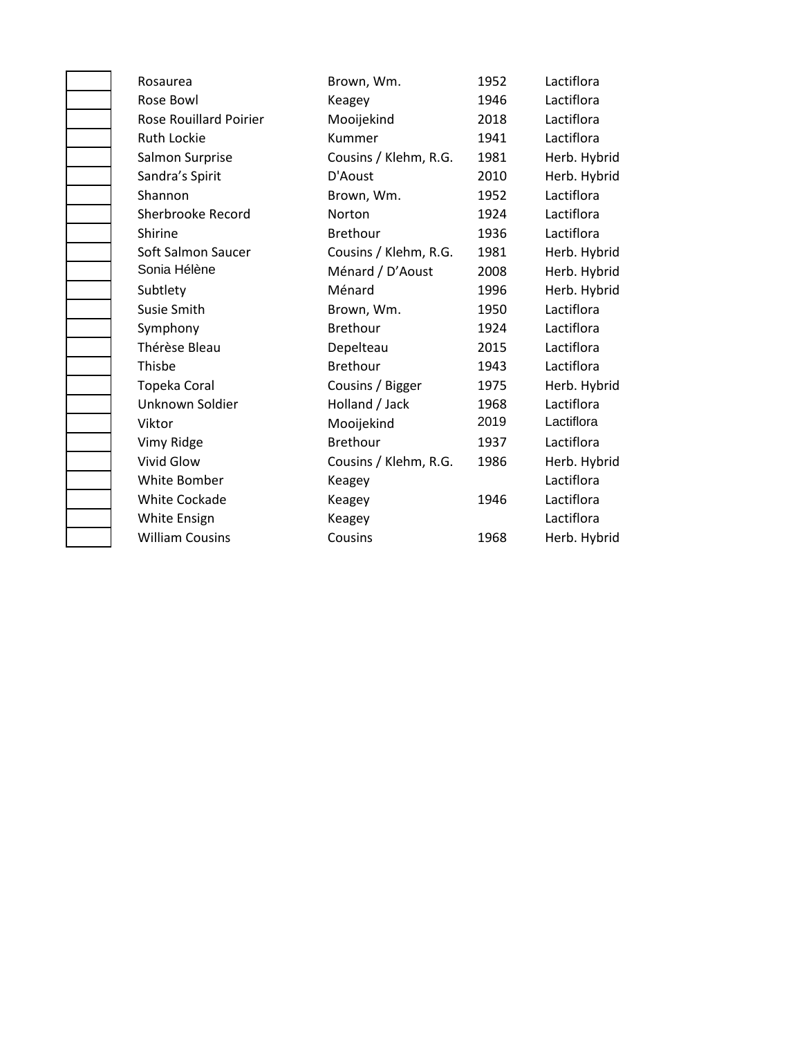| | | | | |
|---|---|---|---|---|
| | Rosaurea | Brown, Wm. | 1952 | Lactiflora |
| | Rose Bowl | Keagey | 1946 | Lactiflora |
| | Rose Rouillard Poirier | Mooijekind | 2018 | Lactiflora |
| | Ruth Lockie | Kummer | 1941 | Lactiflora |
| | Salmon Surprise | Cousins / Klehm, R.G. | 1981 | Herb. Hybrid |
| | Sandra’s Spirit | D'Aoust | 2010 | Herb. Hybrid |
| | Shannon | Brown, Wm. | 1952 | Lactiflora |
| | Sherbrooke Record | Norton | 1924 | Lactiflora |
| | Shirine | Brethour | 1936 | Lactiflora |
| | Soft Salmon Saucer | Cousins / Klehm, R.G. | 1981 | Herb. Hybrid |
| | Sonia Hélène | Ménard / D’Aoust | 2008 | Herb. Hybrid |
| | Subtlety | Ménard | 1996 | Herb. Hybrid |
| | Susie Smith | Brown, Wm. | 1950 | Lactiflora |
| | Symphony | Brethour | 1924 | Lactiflora |
| | Thérèse Bleau | Depelteau | 2015 | Lactiflora |
| | Thisbe | Brethour | 1943 | Lactiflora |
| | Topeka Coral | Cousins / Bigger | 1975 | Herb. Hybrid |
| | Unknown Soldier | Holland / Jack | 1968 | Lactiflora |
| | Viktor | Mooijekind | 2019 | Lactiflora |
| | Vimy Ridge | Brethour | 1937 | Lactiflora |
| | Vivid Glow | Cousins / Klehm, R.G. | 1986 | Herb. Hybrid |
| | White Bomber | Keagey | | Lactiflora |
| | White Cockade | Keagey | 1946 | Lactiflora |
| | White Ensign | Keagey | | Lactiflora |
| | William Cousins | Cousins | 1968 | Herb. Hybrid |